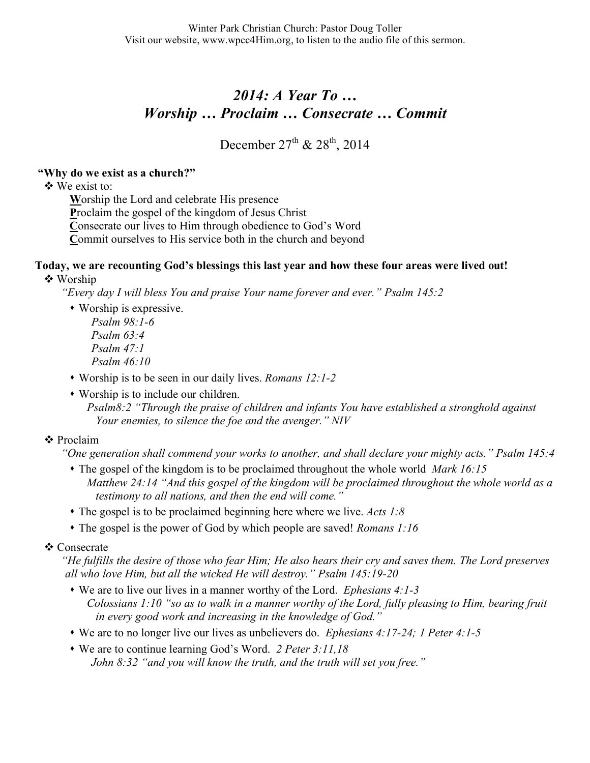Winter Park Christian Church: Pastor Doug Toller
Visit our website, www.wpcc4Him.org, to listen to the audio file of this sermon.

# *2014: A Year To … Worship … Proclaim … Consecrate … Commit*

December 27th & 28th, 2014

**"Why do we exist as a church?"**

- We exist to:
  - **W**orship the Lord and celebrate His presence
  - **P**roclaim the gospel of the kingdom of Jesus Christ
  - **C**onsecrate our lives to Him through obedience to God's Word
  - **C**ommit ourselves to His service both in the church and beyond

**Today, we are recounting God's blessings this last year and how these four areas were lived out!**

- Worship

  *"Every day I will bless You and praise Your name forever and ever." Psalm 145:2*

  - Worship is expressive.
    - *Psalm 98:1-6*
    - *Psalm 63:4*
    - *Psalm 47:1*
    - *Psalm 46:10*
  - Worship is to be seen in our daily lives. *Romans 12:1-2*
  - Worship is to include our children.

    *Psalm8:2 "Through the praise of children and infants You have established a stronghold against Your enemies, to silence the foe and the avenger." NIV*

- Proclaim

  *"One generation shall commend your works to another, and shall declare your mighty acts." Psalm 145:4*

  - The gospel of the kingdom is to be proclaimed throughout the whole world *Mark 16:15*

    *Matthew 24:14 "And this gospel of the kingdom will be proclaimed throughout the whole world as a testimony to all nations, and then the end will come."*

  - The gospel is to be proclaimed beginning here where we live. *Acts 1:8*
  - The gospel is the power of God by which people are saved! *Romans 1:16*

- Consecrate

  *"He fulfills the desire of those who fear Him; He also hears their cry and saves them. The Lord preserves all who love Him, but all the wicked He will destroy." Psalm 145:19-20*

  - We are to live our lives in a manner worthy of the Lord. *Ephesians 4:1-3*

    *Colossians 1:10 "so as to walk in a manner worthy of the Lord, fully pleasing to Him, bearing fruit in every good work and increasing in the knowledge of God."*

  - We are to no longer live our lives as unbelievers do. *Ephesians 4:17-24; 1 Peter 4:1-5*
  - We are to continue learning God's Word. *2 Peter 3:11,18*

    *John 8:32 "and you will know the truth, and the truth will set you free."*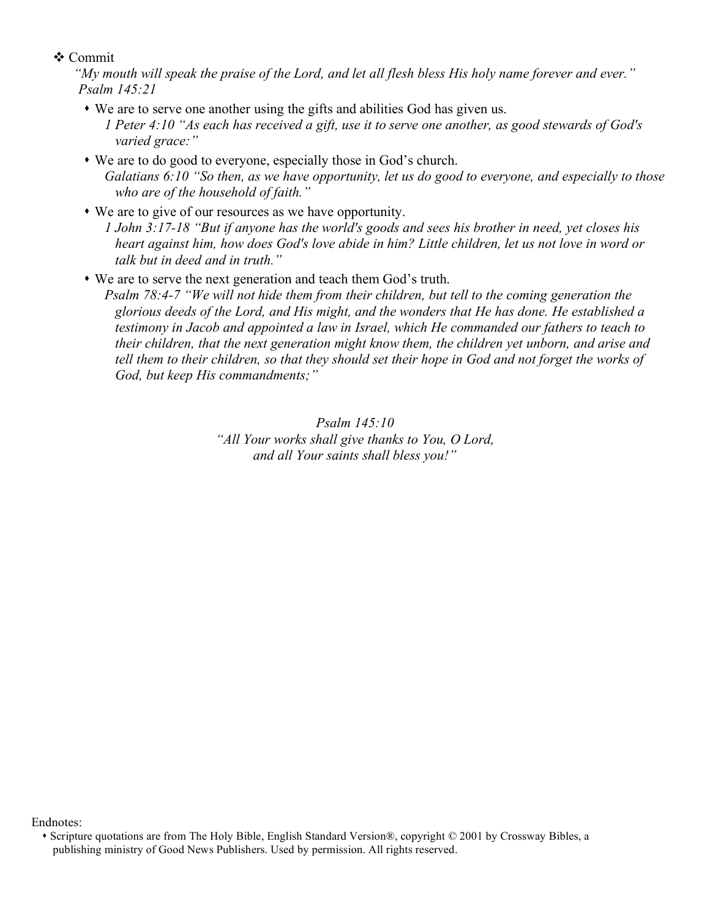- ❖ Commit

  *"My mouth will speak the praise of the Lord, and let all flesh bless His holy name forever and ever." Psalm 145:21*

  - We are to serve one another using the gifts and abilities God has given us.
    *1 Peter 4:10 "As each has received a gift, use it to serve one another, as good stewards of God's varied grace:"*
  - We are to do good to everyone, especially those in God's church.
    *Galatians 6:10 "So then, as we have opportunity, let us do good to everyone, and especially to those who are of the household of faith."*
  - We are to give of our resources as we have opportunity.
    *1 John 3:17-18 "But if anyone has the world's goods and sees his brother in need, yet closes his heart against him, how does God's love abide in him? Little children, let us not love in word or talk but in deed and in truth."*
  - We are to serve the next generation and teach them God's truth.
    *Psalm 78:4-7 "We will not hide them from their children, but tell to the coming generation the glorious deeds of the Lord, and His might, and the wonders that He has done. He established a testimony in Jacob and appointed a law in Israel, which He commanded our fathers to teach to their children, that the next generation might know them, the children yet unborn, and arise and tell them to their children, so that they should set their hope in God and not forget the works of God, but keep His commandments;"*

*Psalm 145:10*
*"All Your works shall give thanks to You, O Lord,*
*and all Your saints shall bless you!"*

Endnotes:

- Scripture quotations are from The Holy Bible, English Standard Version®, copyright © 2001 by Crossway Bibles, a publishing ministry of Good News Publishers. Used by permission. All rights reserved.